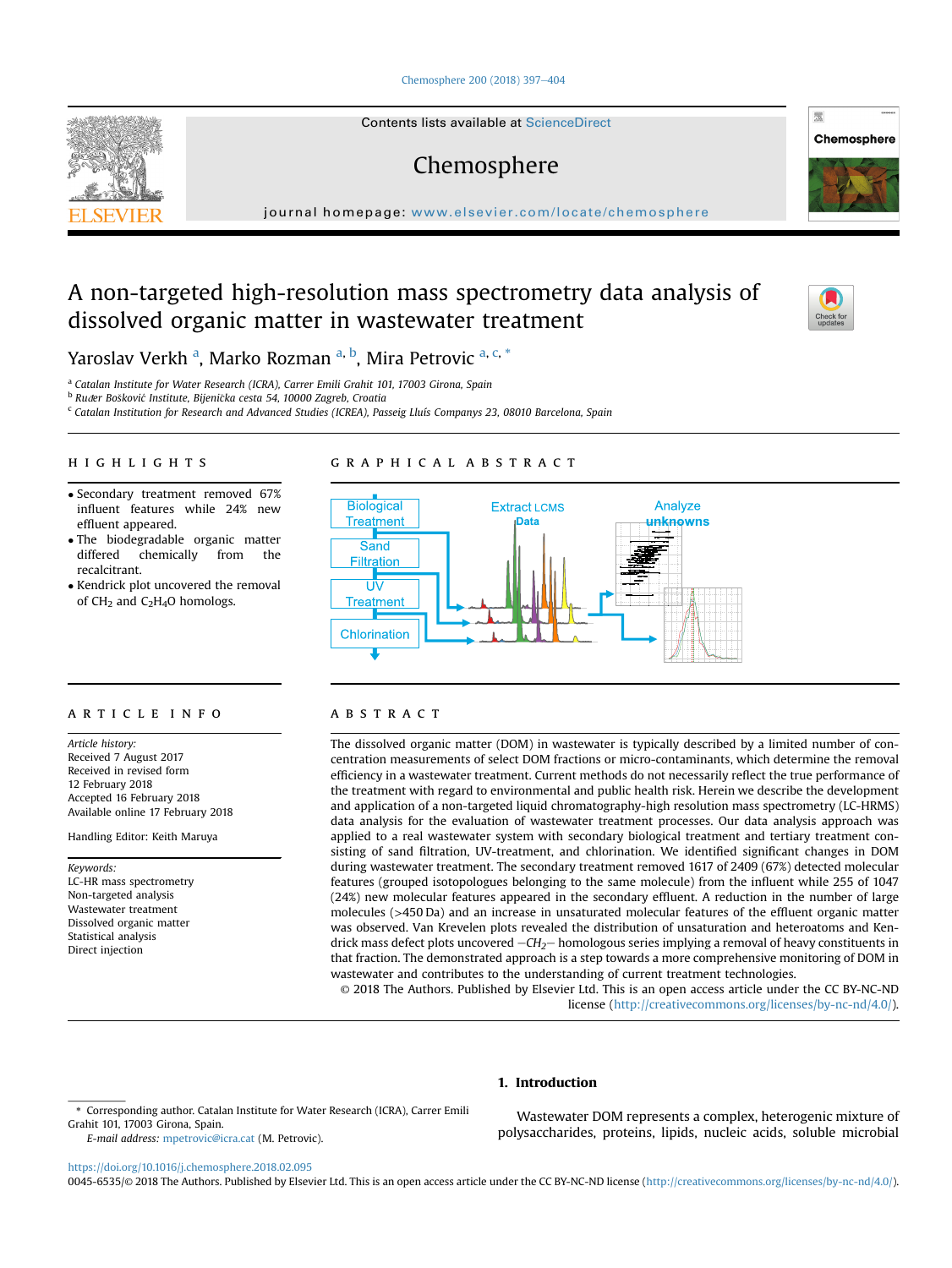Contents lists available at ScienceDirect

# Chemosphere

journal homepage: www.elsevier.com/locate/chemosphere

# A non-targeted high-resolution mass spectrometry data analysis of dissolved organic matter in wastewater treatment

Yaroslav Verkh [a], Marko Rozman [a, b], Mira Petrovic [a, c, *]

[a] Catalan Institute for Water Research (ICRA), Carrer Emili Grahit 101, 17003 Girona, Spain
[b] Ruđer Bošković Institute, Bijenička cesta 54, 10000 Zagreb, Croatia
[c] Catalan Institution for Research and Advanced Studies (ICREA), Passeig Lluís Companys 23, 08010 Barcelona, Spain

## HIGHLIGHTS

- Secondary treatment removed 67% influent features while 24% new effluent appeared.
- The biodegradable organic matter differed chemically from the recalcitrant.
- Kendrick plot uncovered the removal of $CH_2$ and $C_2H_4O$ homologs.

## GRAPHICAL ABSTRACT

Biological Treatment → Sand Filtration → UV Treatment → Chlorination; Extract LCMS Data; Analyze unknowns

## ARTICLE INFO

*Article history:*
Received 7 August 2017
Received in revised form
12 February 2018
Accepted 16 February 2018
Available online 17 February 2018

Handling Editor: Keith Maruya

*Keywords:*
LC-HR mass spectrometry
Non-targeted analysis
Wastewater treatment
Dissolved organic matter
Statistical analysis
Direct injection

## ABSTRACT

The dissolved organic matter (DOM) in wastewater is typically described by a limited number of concentration measurements of select DOM fractions or micro-contaminants, which determine the removal efficiency in a wastewater treatment. Current methods do not necessarily reflect the true performance of the treatment with regard to environmental and public health risk. Herein we describe the development and application of a non-targeted liquid chromatography-high resolution mass spectrometry (LC-HRMS) data analysis for the evaluation of wastewater treatment processes. Our data analysis approach was applied to a real wastewater system with secondary biological treatment and tertiary treatment consisting of sand filtration, UV-treatment, and chlorination. We identified significant changes in DOM during wastewater treatment. The secondary treatment removed 1617 of 2409 (67%) detected molecular features (grouped isotopologues belonging to the same molecule) from the influent while 255 of 1047 (24%) new molecular features appeared in the secondary effluent. A reduction in the number of large molecules (>450 Da) and an increase in unsaturated molecular features of the effluent organic matter was observed. Van Krevelen plots revealed the distribution of unsaturation and heteroatoms and Kendrick mass defect plots uncovered $-CH_2-$ homologous series implying a removal of heavy constituents in that fraction. The demonstrated approach is a step towards a more comprehensive monitoring of DOM in wastewater and contributes to the understanding of current treatment technologies.

© 2018 The Authors. Published by Elsevier Ltd. This is an open access article under the CC BY-NC-ND license (http://creativecommons.org/licenses/by-nc-nd/4.0/).

## 1. Introduction

Wastewater DOM represents a complex, heterogenic mixture of polysaccharides, proteins, lipids, nucleic acids, soluble microbial

---

\* Corresponding author. Catalan Institute for Water Research (ICRA), Carrer Emili Grahit 101, 17003 Girona, Spain.
*E-mail address:* mpetrovic@icra.cat (M. Petrovic).

https://doi.org/10.1016/j.chemosphere.2018.02.095
0045-6535/© 2018 The Authors. Published by Elsevier Ltd. This is an open access article under the CC BY-NC-ND license (http://creativecommons.org/licenses/by-nc-nd/4.0/).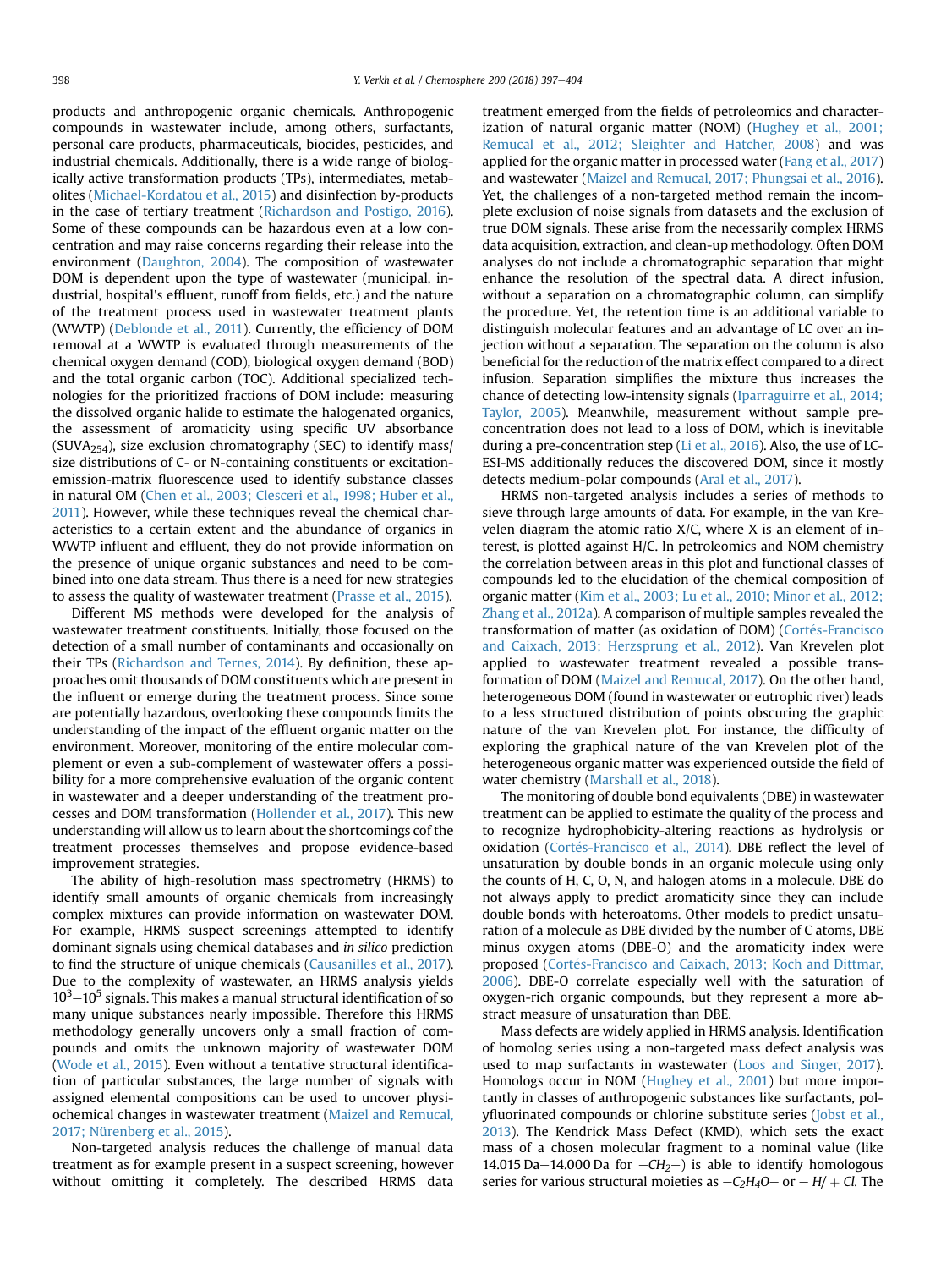products and anthropogenic organic chemicals. Anthropogenic compounds in wastewater include, among others, surfactants, personal care products, pharmaceuticals, biocides, pesticides, and industrial chemicals. Additionally, there is a wide range of biologically active transformation products (TPs), intermediates, metabolites (Michael-Kordatou et al., 2015) and disinfection by-products in the case of tertiary treatment (Richardson and Postigo, 2016). Some of these compounds can be hazardous even at a low concentration and may raise concerns regarding their release into the environment (Daughton, 2004). The composition of wastewater DOM is dependent upon the type of wastewater (municipal, industrial, hospital's effluent, runoff from fields, etc.) and the nature of the treatment process used in wastewater treatment plants (WWTP) (Deblonde et al., 2011). Currently, the efficiency of DOM removal at a WWTP is evaluated through measurements of the chemical oxygen demand (COD), biological oxygen demand (BOD) and the total organic carbon (TOC). Additional specialized technologies for the prioritized fractions of DOM include: measuring the dissolved organic halide to estimate the halogenated organics, the assessment of aromaticity using specific UV absorbance ($SUVA_{254}$), size exclusion chromatography (SEC) to identify mass/size distributions of C- or N-containing constituents or excitation-emission-matrix fluorescence used to identify substance classes in natural OM (Chen et al., 2003; Clesceri et al., 1998; Huber et al., 2011). However, while these techniques reveal the chemical characteristics to a certain extent and the abundance of organics in WWTP influent and effluent, they do not provide information on the presence of unique organic substances and need to be combined into one data stream. Thus there is a need for new strategies to assess the quality of wastewater treatment (Prasse et al., 2015).

Different MS methods were developed for the analysis of wastewater treatment constituents. Initially, those focused on the detection of a small number of contaminants and occasionally on their TPs (Richardson and Ternes, 2014). By definition, these approaches omit thousands of DOM constituents which are present in the influent or emerge during the treatment process. Since some are potentially hazardous, overlooking these compounds limits the understanding of the impact of the effluent organic matter on the environment. Moreover, monitoring of the entire molecular complement or even a sub-complement of wastewater offers a possibility for a more comprehensive evaluation of the organic content in wastewater and a deeper understanding of the treatment processes and DOM transformation (Hollender et al., 2017). This new understanding will allow us to learn about the shortcomings of the treatment processes themselves and propose evidence-based improvement strategies.

The ability of high-resolution mass spectrometry (HRMS) to identify small amounts of organic chemicals from increasingly complex mixtures can provide information on wastewater DOM. For example, HRMS suspect screenings attempted to identify dominant signals using chemical databases and *in silico* prediction to find the structure of unique chemicals (Causanilles et al., 2017). Due to the complexity of wastewater, an HRMS analysis yields $10^3$–$10^5$ signals. This makes a manual structural identification of so many unique substances nearly impossible. Therefore this HRMS methodology generally uncovers only a small fraction of compounds and omits the unknown majority of wastewater DOM (Wode et al., 2015). Even without a tentative structural identification of particular substances, the large number of signals with assigned elemental compositions can be used to uncover physiochemical changes in wastewater treatment (Maizel and Remucal, 2017; Nürenberg et al., 2015).

Non-targeted analysis reduces the challenge of manual data treatment as for example present in a suspect screening, however without omitting it completely. The described HRMS data treatment emerged from the fields of petroleomics and characterization of natural organic matter (NOM) (Hughey et al., 2001; Remucal et al., 2012; Sleighter and Hatcher, 2008) and was applied for the organic matter in processed water (Fang et al., 2017) and wastewater (Maizel and Remucal, 2017; Phungsai et al., 2016). Yet, the challenges of a non-targeted method remain the incomplete exclusion of noise signals from datasets and the exclusion of true DOM signals. These arise from the necessarily complex HRMS data acquisition, extraction, and clean-up methodology. Often DOM analyses do not include a chromatographic separation that might enhance the resolution of the spectral data. A direct infusion, without a separation on a chromatographic column, can simplify the procedure. Yet, the retention time is an additional variable to distinguish molecular features and an advantage of LC over an injection without a separation. The separation on the column is also beneficial for the reduction of the matrix effect compared to a direct infusion. Separation simplifies the mixture thus increases the chance of detecting low-intensity signals (Iparraguirre et al., 2014; Taylor, 2005). Meanwhile, measurement without sample pre-concentration does not lead to a loss of DOM, which is inevitable during a pre-concentration step (Li et al., 2016). Also, the use of LC-ESI-MS additionally reduces the discovered DOM, since it mostly detects medium-polar compounds (Aral et al., 2017).

HRMS non-targeted analysis includes a series of methods to sieve through large amounts of data. For example, in the van Krevelen diagram the atomic ratio X/C, where X is an element of interest, is plotted against H/C. In petroleomics and NOM chemistry the correlation between areas in this plot and functional classes of compounds led to the elucidation of the chemical composition of organic matter (Kim et al., 2003; Lu et al., 2010; Minor et al., 2012; Zhang et al., 2012a). A comparison of multiple samples revealed the transformation of matter (as oxidation of DOM) (Cortés-Francisco and Caixach, 2013; Herzsprung et al., 2012). Van Krevelen plot applied to wastewater treatment revealed a possible transformation of DOM (Maizel and Remucal, 2017). On the other hand, heterogeneous DOM (found in wastewater or eutrophic river) leads to a less structured distribution of points obscuring the graphic nature of the van Krevelen plot. For instance, the difficulty of exploring the graphical nature of the van Krevelen plot of the heterogeneous organic matter was experienced outside the field of water chemistry (Marshall et al., 2018).

The monitoring of double bond equivalents (DBE) in wastewater treatment can be applied to estimate the quality of the process and to recognize hydrophobicity-altering reactions as hydrolysis or oxidation (Cortés-Francisco et al., 2014). DBE reflect the level of unsaturation by double bonds in an organic molecule using only the counts of H, C, O, N, and halogen atoms in a molecule. DBE do not always apply to predict aromaticity since they can include double bonds with heteroatoms. Other models to predict unsaturation of a molecule as DBE divided by the number of C atoms, DBE minus oxygen atoms (DBE-O) and the aromaticity index were proposed (Cortés-Francisco and Caixach, 2013; Koch and Dittmar, 2006). DBE-O correlate especially well with the saturation of oxygen-rich organic compounds, but they represent a more abstract measure of unsaturation than DBE.

Mass defects are widely applied in HRMS analysis. Identification of homolog series using a non-targeted mass defect analysis was used to map surfactants in wastewater (Loos and Singer, 2017). Homologs occur in NOM (Hughey et al., 2001) but more importantly in classes of anthropogenic substances like surfactants, polyfluorinated compounds or chlorine substitute series (Jobst et al., 2013). The Kendrick Mass Defect (KMD), which sets the exact mass of a chosen molecular fragment to a nominal value (like 14.015 Da–14.000 Da for $-CH_2-$) is able to identify homologous series for various structural moieties as $-C_2H_4O-$ or $-H/+Cl$. The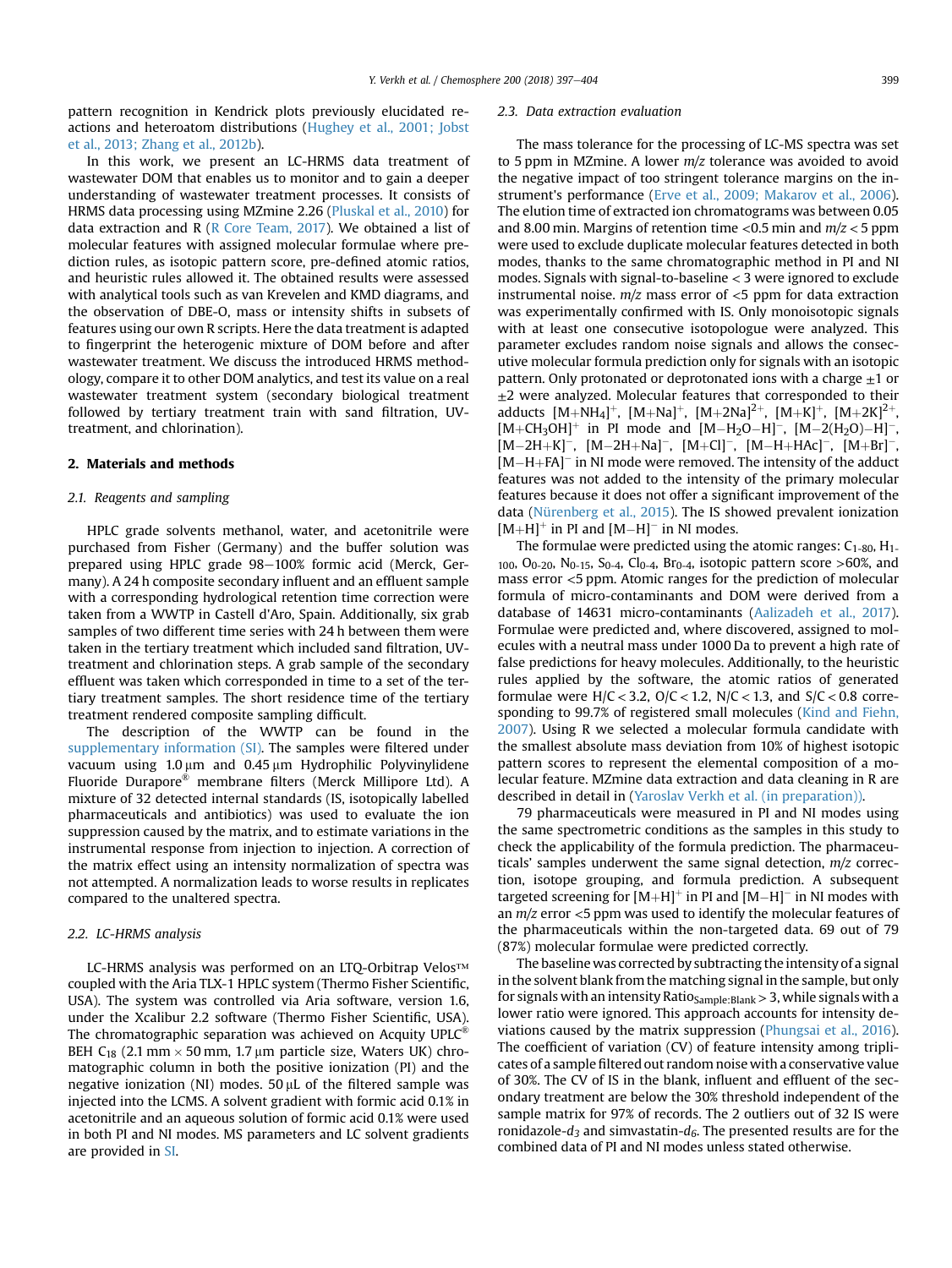pattern recognition in Kendrick plots previously elucidated reactions and heteroatom distributions (Hughey et al., 2001; Jobst et al., 2013; Zhang et al., 2012b).

In this work, we present an LC-HRMS data treatment of wastewater DOM that enables us to monitor and to gain a deeper understanding of wastewater treatment processes. It consists of HRMS data processing using MZmine 2.26 (Pluskal et al., 2010) for data extraction and R (R Core Team, 2017). We obtained a list of molecular features with assigned molecular formulae where prediction rules, as isotopic pattern score, pre-defined atomic ratios, and heuristic rules allowed it. The obtained results were assessed with analytical tools such as van Krevelen and KMD diagrams, and the observation of DBE-O, mass or intensity shifts in subsets of features using our own R scripts. Here the data treatment is adapted to fingerprint the heterogenic mixture of DOM before and after wastewater treatment. We discuss the introduced HRMS methodology, compare it to other DOM analytics, and test its value on a real wastewater treatment system (secondary biological treatment followed by tertiary treatment train with sand filtration, UV-treatment, and chlorination).

## 2. Materials and methods

### 2.1. Reagents and sampling

HPLC grade solvents methanol, water, and acetonitrile were purchased from Fisher (Germany) and the buffer solution was prepared using HPLC grade 98–100% formic acid (Merck, Germany). A 24 h composite secondary influent and an effluent sample with a corresponding hydrological retention time correction were taken from a WWTP in Castell d'Aro, Spain. Additionally, six grab samples of two different time series with 24 h between them were taken in the tertiary treatment which included sand filtration, UV-treatment and chlorination steps. A grab sample of the secondary effluent was taken which corresponded in time to a set of the tertiary treatment samples. The short residence time of the tertiary treatment rendered composite sampling difficult.

The description of the WWTP can be found in the supplementary information (SI). The samples were filtered under vacuum using 1.0 μm and 0.45 μm Hydrophilic Polyvinylidene Fluoride Durapore® membrane filters (Merck Millipore Ltd). A mixture of 32 detected internal standards (IS, isotopically labelled pharmaceuticals and antibiotics) was used to evaluate the ion suppression caused by the matrix, and to estimate variations in the instrumental response from injection to injection. A correction of the matrix effect using an intensity normalization of spectra was not attempted. A normalization leads to worse results in replicates compared to the unaltered spectra.

### 2.2. LC-HRMS analysis

LC-HRMS analysis was performed on an LTQ-Orbitrap Velos™ coupled with the Aria TLX-1 HPLC system (Thermo Fisher Scientific, USA). The system was controlled via Aria software, version 1.6, under the Xcalibur 2.2 software (Thermo Fisher Scientific, USA). The chromatographic separation was achieved on Acquity UPLC® BEH $C_{18}$ (2.1 mm × 50 mm, 1.7 μm particle size, Waters UK) chromatographic column in both the positive ionization (PI) and the negative ionization (NI) modes. 50 μL of the filtered sample was injected into the LCMS. A solvent gradient with formic acid 0.1% in acetonitrile and an aqueous solution of formic acid 0.1% were used in both PI and NI modes. MS parameters and LC solvent gradients are provided in SI.

### 2.3. Data extraction evaluation

The mass tolerance for the processing of LC-MS spectra was set to 5 ppm in MZmine. A lower *m/z* tolerance was avoided to avoid the negative impact of too stringent tolerance margins on the instrument's performance (Erve et al., 2009; Makarov et al., 2006). The elution time of extracted ion chromatograms was between 0.05 and 8.00 min. Margins of retention time <0.5 min and *m/z* < 5 ppm were used to exclude duplicate molecular features detected in both modes, thanks to the same chromatographic method in PI and NI modes. Signals with signal-to-baseline < 3 were ignored to exclude instrumental noise. *m/z* mass error of <5 ppm for data extraction was experimentally confirmed with IS. Only monoisotopic signals with at least one consecutive isotopologue were analyzed. This parameter excludes random noise signals and allows the consecutive molecular formula prediction only for signals with an isotopic pattern. Only protonated or deprotonated ions with a charge ±1 or ±2 were analyzed. Molecular features that corresponded to their adducts $[M+NH_4]^+$, $[M+Na]^+$, $[M+2Na]^{2+}$, $[M+K]^+$, $[M+2K]^{2+}$, $[M+CH_3OH]^+$ in PI mode and $[M-H_2O-H]^-$, $[M-2(H_2O)-H]^-$, $[M-2H+K]^-$, $[M-2H+Na]^-$, $[M+Cl]^-$, $[M-H+HAc]^-$, $[M+Br]^-$, $[M-H+FA]^-$ in NI mode were removed. The intensity of the adduct features was not added to the intensity of the primary molecular features because it does not offer a significant improvement of the data (Nürenberg et al., 2015). The IS showed prevalent ionization $[M+H]^+$ in PI and $[M-H]^-$ in NI modes.

The formulae were predicted using the atomic ranges: $C_{1-80}$, $H_{1-100}$, $O_{0-20}$, $N_{0-15}$, $S_{0-4}$, $Cl_{0-4}$, $Br_{0-4}$, isotopic pattern score >60%, and mass error <5 ppm. Atomic ranges for the prediction of molecular formula of micro-contaminants and DOM were derived from a database of 14631 micro-contaminants (Aalizadeh et al., 2017). Formulae were predicted and, where discovered, assigned to molecules with a neutral mass under 1000 Da to prevent a high rate of false predictions for heavy molecules. Additionally, to the heuristic rules applied by the software, the atomic ratios of generated formulae were H/C < 3.2, O/C < 1.2, N/C < 1.3, and S/C < 0.8 corresponding to 99.7% of registered small molecules (Kind and Fiehn, 2007). Using R we selected a molecular formula candidate with the smallest absolute mass deviation from 10% of highest isotopic pattern scores to represent the elemental composition of a molecular feature. MZmine data extraction and data cleaning in R are described in detail in (Yaroslav Verkh et al. (in preparation)).

79 pharmaceuticals were measured in PI and NI modes using the same spectrometric conditions as the samples in this study to check the applicability of the formula prediction. The pharmaceuticals' samples underwent the same signal detection, *m/z* correction, isotope grouping, and formula prediction. A subsequent targeted screening for $[M+H]^+$ in PI and $[M-H]^-$ in NI modes with an *m/z* error <5 ppm was used to identify the molecular features of the pharmaceuticals within the non-targeted data. 69 out of 79 (87%) molecular formulae were predicted correctly.

The baseline was corrected by subtracting the intensity of a signal in the solvent blank from the matching signal in the sample, but only for signals with an intensity $Ratio_{Sample:Blank} > 3$, while signals with a lower ratio were ignored. This approach accounts for intensity deviations caused by the matrix suppression (Phungsai et al., 2016). The coefficient of variation (CV) of feature intensity among triplicates of a sample filtered out random noise with a conservative value of 30%. The CV of IS in the blank, influent and effluent of the secondary treatment are below the 30% threshold independent of the sample matrix for 97% of records. The 2 outliers out of 32 IS were ronidazole-$d_3$ and simvastatin-$d_6$. The presented results are for the combined data of PI and NI modes unless stated otherwise.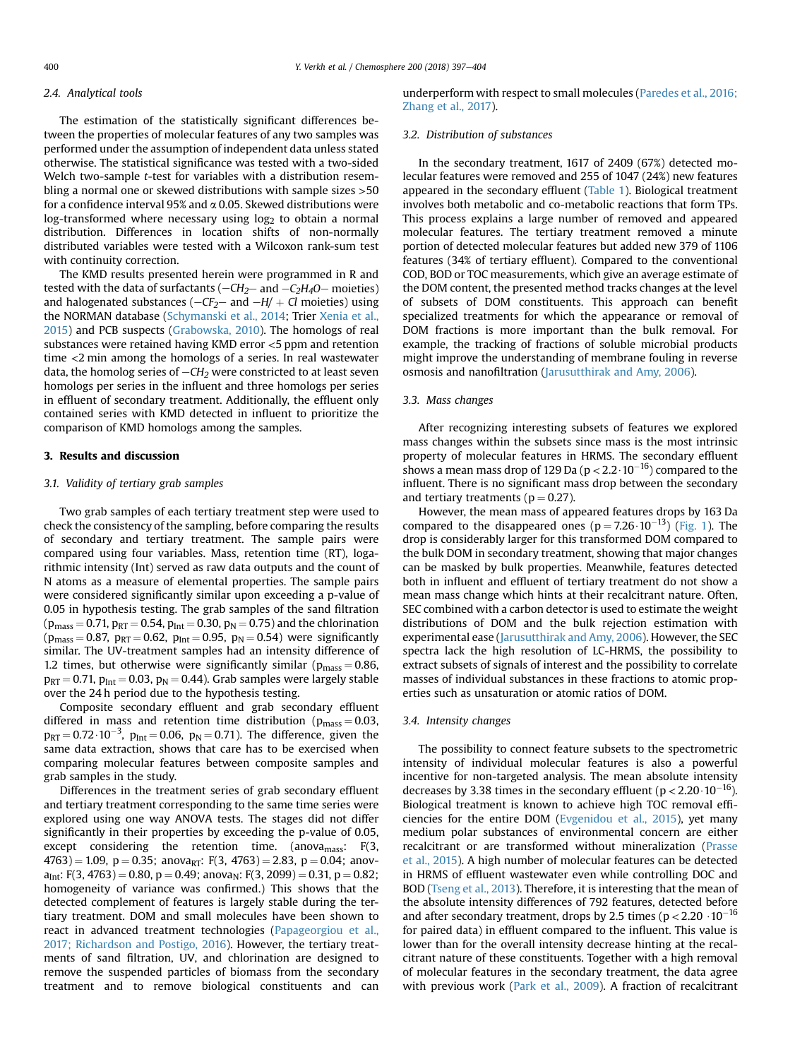### 2.4. Analytical tools

The estimation of the statistically significant differences between the properties of molecular features of any two samples was performed under the assumption of independent data unless stated otherwise. The statistical significance was tested with a two-sided Welch two-sample *t*-test for variables with a distribution resembling a normal one or skewed distributions with sample sizes >50 for a confidence interval 95% and α 0.05. Skewed distributions were log-transformed where necessary using $\log_2$ to obtain a normal distribution. Differences in location shifts of non-normally distributed variables were tested with a Wilcoxon rank-sum test with continuity correction.

The KMD results presented herein were programmed in R and tested with the data of surfactants ($-CH_2-$ and $-C_2H_4O-$ moieties) and halogenated substances ($-CF_2-$ and $-H/+Cl$ moieties) using the NORMAN database (Schymanski et al., 2014; Trier Xenia et al., 2015) and PCB suspects (Grabowska, 2010). The homologs of real substances were retained having KMD error <5 ppm and retention time <2 min among the homologs of a series. In real wastewater data, the homolog series of $-CH_2$ were constricted to at least seven homologs per series in the influent and three homologs per series in effluent of secondary treatment. Additionally, the effluent only contained series with KMD detected in influent to prioritize the comparison of KMD homologs among the samples.

## 3. Results and discussion

### 3.1. Validity of tertiary grab samples

Two grab samples of each tertiary treatment step were used to check the consistency of the sampling, before comparing the results of secondary and tertiary treatment. The sample pairs were compared using four variables. Mass, retention time (RT), logarithmic intensity (Int) served as raw data outputs and the count of N atoms as a measure of elemental properties. The sample pairs were considered significantly similar upon exceeding a p-value of 0.05 in hypothesis testing. The grab samples of the sand filtration ($p_{mass}=0.71$, $p_{RT}=0.54$, $p_{Int}=0.30$, $p_N=0.75$) and the chlorination ($p_{mass}=0.87$, $p_{RT}=0.62$, $p_{Int}=0.95$, $p_N=0.54$) were significantly similar. The UV-treatment samples had an intensity difference of 1.2 times, but otherwise were significantly similar ($p_{mass}=0.86$, $p_{RT}=0.71$, $p_{Int}=0.03$, $p_N=0.44$). Grab samples were largely stable over the 24 h period due to the hypothesis testing.

Composite secondary effluent and grab secondary effluent differed in mass and retention time distribution ($p_{mass}=0.03$, $p_{RT}=0.72\cdot10^{-3}$, $p_{Int}=0.06$, $p_N=0.71$). The difference, given the same data extraction, shows that care has to be exercised when comparing molecular features between composite samples and grab samples in the study.

Differences in the treatment series of grab secondary effluent and tertiary treatment corresponding to the same time series were explored using one way ANOVA tests. The stages did not differ significantly in their properties by exceeding the p-value of 0.05, except considering the retention time. ($anova_{mass}$: $F(3, 4763)=1.09$, $p=0.35$; $anova_{RT}$: $F(3, 4763)=2.83$, $p=0.04$; $anova_{Int}$: $F(3, 4763)=0.80$, $p=0.49$; $anova_N$: $F(3, 2099)=0.31$, $p=0.82$; homogeneity of variance was confirmed.) This shows that the detected complement of features is largely stable during the tertiary treatment. DOM and small molecules have been shown to react in advanced treatment technologies (Papageorgiou et al., 2017; Richardson and Postigo, 2016). However, the tertiary treatments of sand filtration, UV, and chlorination are designed to remove the suspended particles of biomass from the secondary treatment and to remove biological constituents and can underperform with respect to small molecules (Paredes et al., 2016; Zhang et al., 2017).

### 3.2. Distribution of substances

In the secondary treatment, 1617 of 2409 (67%) detected molecular features were removed and 255 of 1047 (24%) new features appeared in the secondary effluent (Table 1). Biological treatment involves both metabolic and co-metabolic reactions that form TPs. This process explains a large number of removed and appeared molecular features. The tertiary treatment removed a minute portion of detected molecular features but added new 379 of 1106 features (34% of tertiary effluent). Compared to the conventional COD, BOD or TOC measurements, which give an average estimate of the DOM content, the presented method tracks changes at the level of subsets of DOM constituents. This approach can benefit specialized treatments for which the appearance or removal of DOM fractions is more important than the bulk removal. For example, the tracking of fractions of soluble microbial products might improve the understanding of membrane fouling in reverse osmosis and nanofiltration (Jarusutthirak and Amy, 2006).

### 3.3. Mass changes

After recognizing interesting subsets of features we explored mass changes within the subsets since mass is the most intrinsic property of molecular features in HRMS. The secondary effluent shows a mean mass drop of 129 Da ($p<2.2\cdot10^{-16}$) compared to the influent. There is no significant mass drop between the secondary and tertiary treatments ($p=0.27$).

However, the mean mass of appeared features drops by 163 Da compared to the disappeared ones ($p=7.26\cdot10^{-13}$) (Fig. 1). The drop is considerably larger for this transformed DOM compared to the bulk DOM in secondary treatment, showing that major changes can be masked by bulk properties. Meanwhile, features detected both in influent and effluent of tertiary treatment do not show a mean mass change which hints at their recalcitrant nature. Often, SEC combined with a carbon detector is used to estimate the weight distributions of DOM and the bulk rejection estimation with experimental ease (Jarusutthirak and Amy, 2006). However, the SEC spectra lack the high resolution of LC-HRMS, the possibility to extract subsets of signals of interest and the possibility to correlate masses of individual substances in these fractions to atomic properties such as unsaturation or atomic ratios of DOM.

### 3.4. Intensity changes

The possibility to connect feature subsets to the spectrometric intensity of individual molecular features is also a powerful incentive for non-targeted analysis. The mean absolute intensity decreases by 3.38 times in the secondary effluent ($p<2.20\cdot10^{-16}$). Biological treatment is known to achieve high TOC removal efficiencies for the entire DOM (Evgenidou et al., 2015), yet many medium polar substances of environmental concern are either recalcitrant or are transformed without mineralization (Prasse et al., 2015). A high number of molecular features can be detected in HRMS of effluent wastewater even while controlling DOC and BOD (Tseng et al., 2013). Therefore, it is interesting that the mean of the absolute intensity differences of 792 features, detected before and after secondary treatment, drops by 2.5 times ($p<2.20\cdot10^{-16}$ for paired data) in effluent compared to the influent. This value is lower than for the overall intensity decrease hinting at the recalcitrant nature of these constituents. Together with a high removal of molecular features in the secondary treatment, the data agree with previous work (Park et al., 2009). A fraction of recalcitrant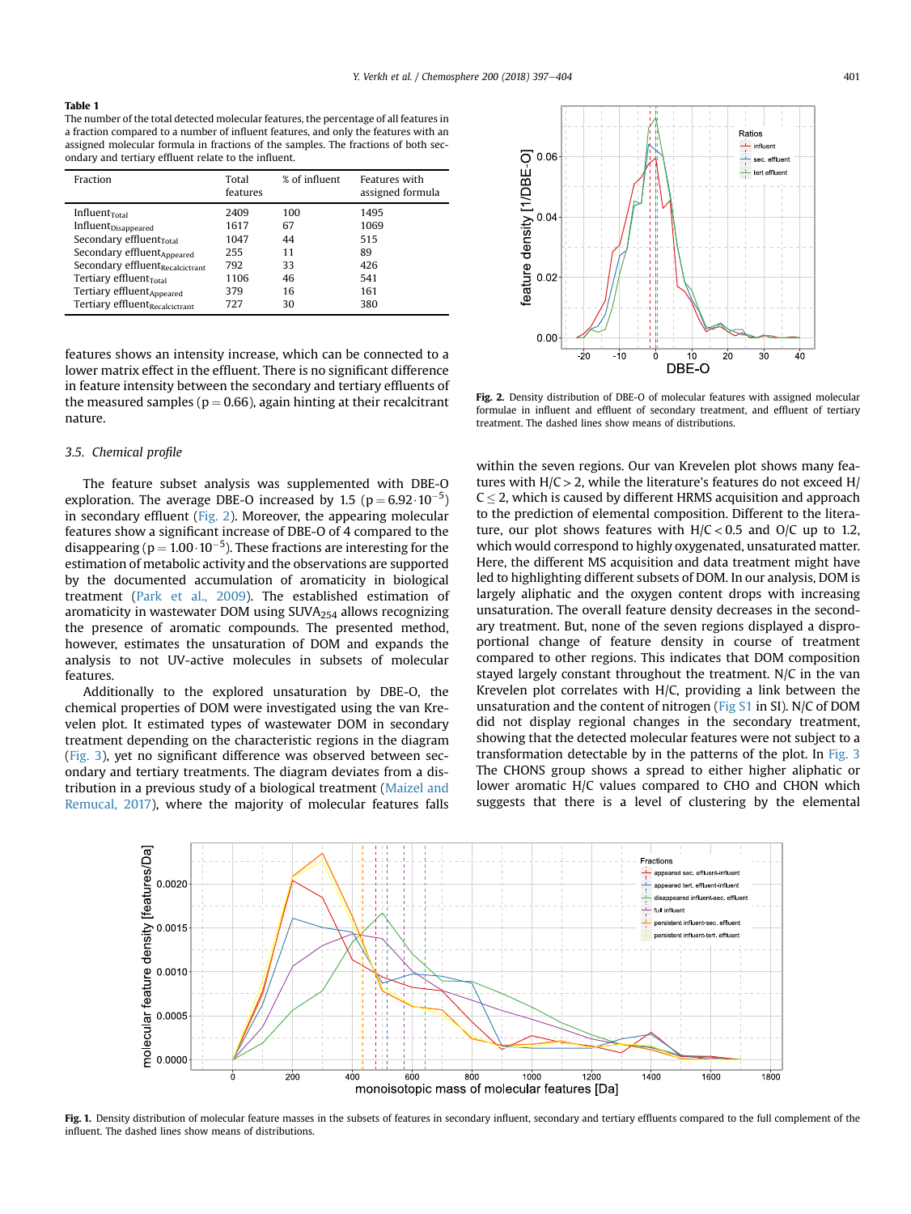**Table 1**
The number of the total detected molecular features, the percentage of all features in a fraction compared to a number of influent features, and only the features with an assigned molecular formula in fractions of the samples. The fractions of both secondary and tertiary effluent relate to the influent.

| Fraction | Total features | % of influent | Features with assigned formula |
|---|---|---|---|
| $Influent_{Total}$ | 2409 | 100 | 1495 |
| $Influent_{Disappeared}$ | 1617 | 67 | 1069 |
| Secondary $effluent_{Total}$ | 1047 | 44 | 515 |
| Secondary $effluent_{Appeared}$ | 255 | 11 | 89 |
| Secondary $effluent_{Recalcictrant}$ | 792 | 33 | 426 |
| Tertiary $effluent_{Total}$ | 1106 | 46 | 541 |
| Tertiary $effluent_{Appeared}$ | 379 | 16 | 161 |
| Tertiary $effluent_{Recalcictrant}$ | 727 | 30 | 380 |

features shows an intensity increase, which can be connected to a lower matrix effect in the effluent. There is no significant difference in feature intensity between the secondary and tertiary effluents of the measured samples ($p = 0.66$), again hinting at their recalcitrant nature.

### 3.5. Chemical profile

The feature subset analysis was supplemented with DBE-O exploration. The average DBE-O increased by 1.5 ($p = 6.92 \cdot 10^{-5}$) in secondary effluent (Fig. 2). Moreover, the appearing molecular features show a significant increase of DBE-O of 4 compared to the disappearing ($p = 1.00 \cdot 10^{-5}$). These fractions are interesting for the estimation of metabolic activity and the observations are supported by the documented accumulation of aromaticity in biological treatment (Park et al., 2009). The established estimation of aromaticity in wastewater DOM using $SUVA_{254}$ allows recognizing the presence of aromatic compounds. The presented method, however, estimates the unsaturation of DOM and expands the analysis to not UV-active molecules in subsets of molecular features.

Additionally to the explored unsaturation by DBE-O, the chemical properties of DOM were investigated using the van Krevelen plot. It estimated types of wastewater DOM in secondary treatment depending on the characteristic regions in the diagram (Fig. 3), yet no significant difference was observed between secondary and tertiary treatments. The diagram deviates from a distribution in a previous study of a biological treatment (Maizel and Remucal, 2017), where the majority of molecular features falls within the seven regions. Our van Krevelen plot shows many features with $H/C > 2$, while the literature's features do not exceed $H/C \le 2$, which is caused by different HRMS acquisition and approach to the prediction of elemental composition. Different to the literature, our plot shows features with $H/C < 0.5$ and O/C up to 1.2, which would correspond to highly oxygenated, unsaturated matter. Here, the different MS acquisition and data treatment might have led to highlighting different subsets of DOM. In our analysis, DOM is largely aliphatic and the oxygen content drops with increasing unsaturation. The overall feature density decreases in the secondary treatment. But, none of the seven regions displayed a disproportional change of feature density in course of treatment compared to other regions. This indicates that DOM composition stayed largely constant throughout the treatment. N/C in the van Krevelen plot correlates with H/C, providing a link between the unsaturation and the content of nitrogen (Fig S1 in SI). N/C of DOM did not display regional changes in the secondary treatment, showing that the detected molecular features were not subject to a transformation detectable by in the patterns of the plot. In Fig. 3 The CHONS group shows a spread to either higher aliphatic or lower aromatic H/C values compared to CHO and CHON which suggests that there is a level of clustering by the elemental

**Fig. 2.** Density distribution of DBE-O of molecular features with assigned molecular formulae in influent and effluent of secondary treatment, and effluent of tertiary treatment. The dashed lines show means of distributions.

**Fig. 1.** Density distribution of molecular feature masses in the subsets of features in secondary influent, secondary and tertiary effluents compared to the full complement of the influent. The dashed lines show means of distributions.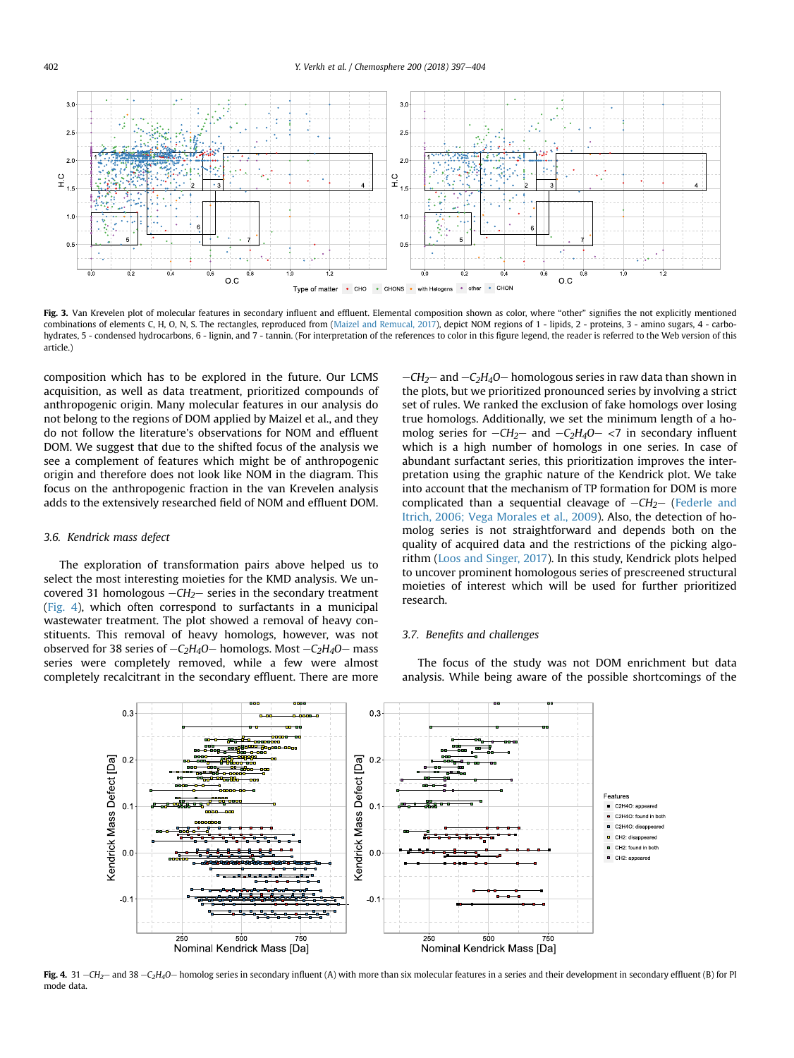Fig. 3. Van Krevelen plot of molecular features in secondary influent and effluent. Elemental composition shown as color, where "other" signifies the not explicitly mentioned combinations of elements C, H, O, N, S. The rectangles, reproduced from (Maizel and Remucal, 2017), depict NOM regions of 1 - lipids, 2 - proteins, 3 - amino sugars, 4 - carbohydrates, 5 - condensed hydrocarbons, 6 - lignin, and 7 - tannin. (For interpretation of the references to color in this figure legend, the reader is referred to the Web version of this article.)

composition which has to be explored in the future. Our LCMS acquisition, as well as data treatment, prioritized compounds of anthropogenic origin. Many molecular features in our analysis do not belong to the regions of DOM applied by Maizel et al., and they do not follow the literature's observations for NOM and effluent DOM. We suggest that due to the shifted focus of the analysis we see a complement of features which might be of anthropogenic origin and therefore does not look like NOM in the diagram. This focus on the anthropogenic fraction in the van Krevelen analysis adds to the extensively researched field of NOM and effluent DOM.

### 3.6. Kendrick mass defect

The exploration of transformation pairs above helped us to select the most interesting moieties for the KMD analysis. We uncovered 31 homologous $-CH_2-$ series in the secondary treatment (Fig. 4), which often correspond to surfactants in a municipal wastewater treatment. The plot showed a removal of heavy constituents. This removal of heavy homologs, however, was not observed for 38 series of $-C_2H_4O-$ homologs. Most $-C_2H_4O-$ mass series were completely removed, while a few were almost completely recalcitrant in the secondary effluent. There are more $-CH_2-$ and $-C_2H_4O-$ homologous series in raw data than shown in the plots, but we prioritized pronounced series by involving a strict set of rules. We ranked the exclusion of fake homologs over losing true homologs. Additionally, we set the minimum length of a homolog series for $-CH_2-$ and $-C_2H_4O-$ <7 in secondary influent which is a high number of homologs in one series. In case of abundant surfactant series, this prioritization improves the interpretation using the graphic nature of the Kendrick plot. We take into account that the mechanism of TP formation for DOM is more complicated than a sequential cleavage of $-CH_2-$ (Federle and Itrich, 2006; Vega Morales et al., 2009). Also, the detection of homolog series is not straightforward and depends both on the quality of acquired data and the restrictions of the picking algorithm (Loos and Singer, 2017). In this study, Kendrick plots helped to uncover prominent homologous series of prescreened structural moieties of interest which will be used for further prioritized research.

### 3.7. Benefits and challenges

The focus of the study was not DOM enrichment but data analysis. While being aware of the possible shortcomings of the

Fig. 4. 31 $-CH_2-$ and 38 $-C_2H_4O-$ homolog series in secondary influent (A) with more than six molecular features in a series and their development in secondary effluent (B) for PI mode data.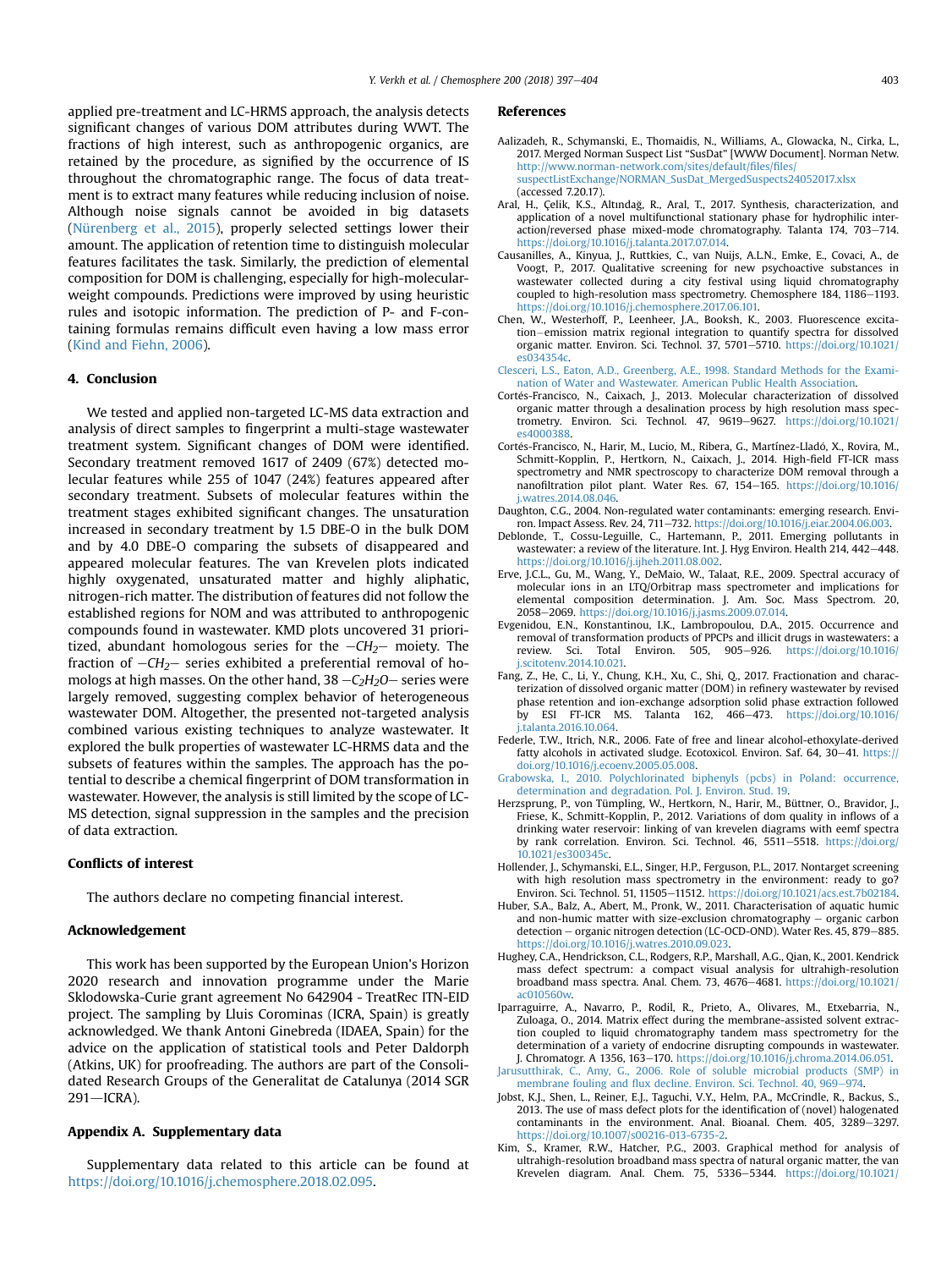applied pre-treatment and LC-HRMS approach, the analysis detects significant changes of various DOM attributes during WWT. The fractions of high interest, such as anthropogenic organics, are retained by the procedure, as signified by the occurrence of IS throughout the chromatographic range. The focus of data treatment is to extract many features while reducing inclusion of noise. Although noise signals cannot be avoided in big datasets (Nürenberg et al., 2015), properly selected settings lower their amount. The application of retention time to distinguish molecular features facilitates the task. Similarly, the prediction of elemental composition for DOM is challenging, especially for high-molecular-weight compounds. Predictions were improved by using heuristic rules and isotopic information. The prediction of P- and F-containing formulas remains difficult even having a low mass error (Kind and Fiehn, 2006).

## 4. Conclusion

We tested and applied non-targeted LC-MS data extraction and analysis of direct samples to fingerprint a multi-stage wastewater treatment system. Significant changes of DOM were identified. Secondary treatment removed 1617 of 2409 (67%) detected molecular features while 255 of 1047 (24%) features appeared after secondary treatment. Subsets of molecular features within the treatment stages exhibited significant changes. The unsaturation increased in secondary treatment by 1.5 DBE-O in the bulk DOM and by 4.0 DBE-O comparing the subsets of disappeared and appeared molecular features. The van Krevelen plots indicated highly oxygenated, unsaturated matter and highly aliphatic, nitrogen-rich matter. The distribution of features did not follow the established regions for NOM and was attributed to anthropogenic compounds found in wastewater. KMD plots uncovered 31 prioritized, abundant homologous series for the $-CH_2-$ moiety. The fraction of $-CH_2-$ series exhibited a preferential removal of homologs at high masses. On the other hand, 38 $-C_2H_2O-$ series were largely removed, suggesting complex behavior of heterogeneous wastewater DOM. Altogether, the presented not-targeted analysis combined various existing techniques to analyze wastewater. It explored the bulk properties of wastewater LC-HRMS data and the subsets of features within the samples. The approach has the potential to describe a chemical fingerprint of DOM transformation in wastewater. However, the analysis is still limited by the scope of LC-MS detection, signal suppression in the samples and the precision of data extraction.

### Conflicts of interest

The authors declare no competing financial interest.

### Acknowledgement

This work has been supported by the European Union's Horizon 2020 research and innovation programme under the Marie Sklodowska-Curie grant agreement No 642904 - TreatRec ITN-EID project. The sampling by Lluis Corominas (ICRA, Spain) is greatly acknowledged. We thank Antoni Ginebreda (IDAEA, Spain) for the advice on the application of statistical tools and Peter Daldorph (Atkins, UK) for proofreading. The authors are part of the Consolidated Research Groups of the Generalitat de Catalunya (2014 SGR 291—ICRA).

### Appendix A. Supplementary data

Supplementary data related to this article can be found at https://doi.org/10.1016/j.chemosphere.2018.02.095.

## References

Aalizadeh, R., Schymanski, E., Thomaidis, N., Williams, A., Glowacka, N., Cirka, L., 2017. Merged Norman Suspect List "SusDat" [WWW Document]. Norman Netw. http://www.norman-network.com/sites/default/files/files/suspectListExchange/NORMAN_SusDat_MergedSuspects24052017.xlsx (accessed 7.20.17).

Aral, H., Çelik, K.S., Altındağ, R., Aral, T., 2017. Synthesis, characterization, and application of a novel multifunctional stationary phase for hydrophilic interaction/reversed phase mixed-mode chromatography. Talanta 174, 703–714. https://doi.org/10.1016/j.talanta.2017.07.014.

Causanilles, A., Kinyua, J., Ruttkies, C., van Nuijs, A.L.N., Emke, E., Covaci, A., de Voogt, P., 2017. Qualitative screening for new psychoactive substances in wastewater collected during a city festival using liquid chromatography coupled to high-resolution mass spectrometry. Chemosphere 184, 1186–1193. https://doi.org/10.1016/j.chemosphere.2017.06.101.

Chen, W., Westerhoff, P., Leenheer, J.A., Booksh, K., 2003. Fluorescence excitation−emission matrix regional integration to quantify spectra for dissolved organic matter. Environ. Sci. Technol. 37, 5701–5710. https://doi.org/10.1021/es034354c.

Clesceri, L.S., Eaton, A.D., Greenberg, A.E., 1998. Standard Methods for the Examination of Water and Wastewater. American Public Health Association.

Cortés-Francisco, N., Caixach, J., 2013. Molecular characterization of dissolved organic matter through a desalination process by high resolution mass spectrometry. Environ. Sci. Technol. 47, 9619–9627. https://doi.org/10.1021/es4000388.

Cortés-Francisco, N., Harir, M., Lucio, M., Ribera, G., Martínez-Lladó, X., Rovira, M., Schmitt-Kopplin, P., Hertkorn, N., Caixach, J., 2014. High-field FT-ICR mass spectrometry and NMR spectroscopy to characterize DOM removal through a nanofiltration pilot plant. Water Res. 67, 154–165. https://doi.org/10.1016/j.watres.2014.08.046.

Daughton, C.G., 2004. Non-regulated water contaminants: emerging research. Environ. Impact Assess. Rev. 24, 711–732. https://doi.org/10.1016/j.eiar.2004.06.003.

Deblonde, T., Cossu-Leguille, C., Hartemann, P., 2011. Emerging pollutants in wastewater: a review of the literature. Int. J. Hyg Environ. Health 214, 442–448. https://doi.org/10.1016/j.ijheh.2011.08.002.

Erve, J.C.L., Gu, M., Wang, Y., DeMaio, W., Talaat, R.E., 2009. Spectral accuracy of molecular ions in an LTQ/Orbitrap mass spectrometer and implications for elemental composition determination. J. Am. Soc. Mass Spectrom. 20, 2058–2069. https://doi.org/10.1016/j.jasms.2009.07.014.

Evgenidou, E.N., Konstantinou, I.K., Lambropoulou, D.A., 2015. Occurrence and removal of transformation products of PPCPs and illicit drugs in wastewaters: a review. Sci. Total Environ. 505, 905–926. https://doi.org/10.1016/j.scitotenv.2014.10.021.

Fang, Z., He, C., Li, Y., Chung, K.H., Xu, C., Shi, Q., 2017. Fractionation and characterization of dissolved organic matter (DOM) in refinery wastewater by revised phase retention and ion-exchange adsorption solid phase extraction followed by ESI FT-ICR MS. Talanta 162, 466–473. https://doi.org/10.1016/j.talanta.2016.10.064.

Federle, T.W., Itrich, N.R., 2006. Fate of free and linear alcohol-ethoxylate-derived fatty alcohols in activated sludge. Ecotoxicol. Environ. Saf. 64, 30–41. https://doi.org/10.1016/j.ecoenv.2005.05.008.

Grabowska, I., 2010. Polychlorinated biphenyls (pcbs) in Poland: occurrence, determination and degradation. Pol. J. Environ. Stud. 19.

Herzsprung, P., von Tümpling, W., Hertkorn, N., Harir, M., Büttner, O., Bravidor, J., Friese, K., Schmitt-Kopplin, P., 2012. Variations of dom quality in inflows of a drinking water reservoir: linking of van krevelen diagrams with eemf spectra by rank correlation. Environ. Sci. Technol. 46, 5511–5518. https://doi.org/10.1021/es300345c.

Hollender, J., Schymanski, E.L., Singer, H.P., Ferguson, P.L., 2017. Nontarget screening with high resolution mass spectrometry in the environment: ready to go? Environ. Sci. Technol. 51, 11505–11512. https://doi.org/10.1021/acs.est.7b02184.

Huber, S.A., Balz, A., Abert, M., Pronk, W., 2011. Characterisation of aquatic humic and non-humic matter with size-exclusion chromatography − organic carbon detection − organic nitrogen detection (LC-OCD-OND). Water Res. 45, 879–885. https://doi.org/10.1016/j.watres.2010.09.023.

Hughey, C.A., Hendrickson, C.L., Rodgers, R.P., Marshall, A.G., Qian, K., 2001. Kendrick mass defect spectrum: a compact visual analysis for ultrahigh-resolution broadband mass spectra. Anal. Chem. 73, 4676–4681. https://doi.org/10.1021/ac010560w.

Iparraguirre, A., Navarro, P., Rodil, R., Prieto, A., Olivares, M., Etxebarria, N., Zuloaga, O., 2014. Matrix effect during the membrane-assisted solvent extraction coupled to liquid chromatography tandem mass spectrometry for the determination of a variety of endocrine disrupting compounds in wastewater. J. Chromatogr. A 1356, 163–170. https://doi.org/10.1016/j.chroma.2014.06.051.

Jarusutthirak, C., Amy, G., 2006. Role of soluble microbial products (SMP) in membrane fouling and flux decline. Environ. Sci. Technol. 40, 969–974.

Jobst, K.J., Shen, L., Reiner, E.J., Taguchi, V.Y., Helm, P.A., McCrindle, R., Backus, S., 2013. The use of mass defect plots for the identification of (novel) halogenated contaminants in the environment. Anal. Bioanal. Chem. 405, 3289–3297. https://doi.org/10.1007/s00216-013-6735-2.

Kim, S., Kramer, R.W., Hatcher, P.G., 2003. Graphical method for analysis of ultrahigh-resolution broadband mass spectra of natural organic matter, the van Krevelen diagram. Anal. Chem. 75, 5336–5344. https://doi.org/10.1021/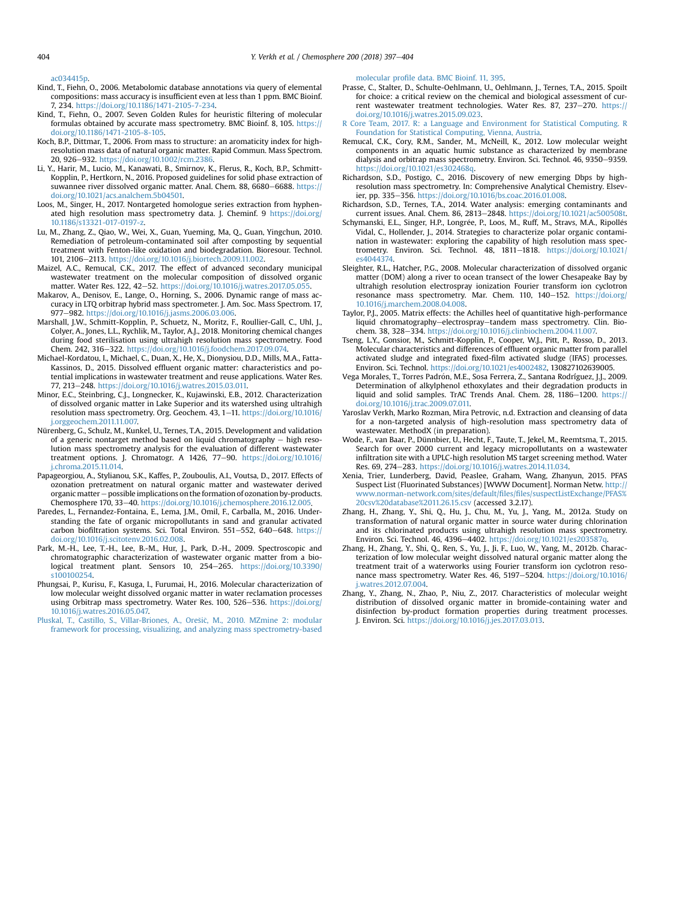ac034415p.

Kind, T., Fiehn, O., 2006. Metabolomic database annotations via query of elemental compositions: mass accuracy is insufficient even at less than 1 ppm. BMC Bioinf. 7, 234. https://doi.org/10.1186/1471-2105-7-234.

Kind, T., Fiehn, O., 2007. Seven Golden Rules for heuristic filtering of molecular formulas obtained by accurate mass spectrometry. BMC Bioinf. 8, 105. https://doi.org/10.1186/1471-2105-8-105.

Koch, B.P., Dittmar, T., 2006. From mass to structure: an aromaticity index for high-resolution mass data of natural organic matter. Rapid Commun. Mass Spectrom. 20, 926–932. https://doi.org/10.1002/rcm.2386.

Li, Y., Harir, M., Lucio, M., Kanawati, B., Smirnov, K., Flerus, R., Koch, B.P., Schmitt-Kopplin, P., Hertkorn, N., 2016. Proposed guidelines for solid phase extraction of suwannee river dissolved organic matter. Anal. Chem. 88, 6680–6688. https://doi.org/10.1021/acs.analchem.5b04501.

Loos, M., Singer, H., 2017. Nontargeted homologue series extraction from hyphenated high resolution mass spectrometry data. J. Cheminf. 9 https://doi.org/10.1186/s13321-017-0197-z.

Lu, M., Zhang, Z., Qiao, W., Wei, X., Guan, Yueming, Ma, Q., Guan, Yingchun, 2010. Remediation of petroleum-contaminated soil after composting by sequential treatment with Fenton-like oxidation and biodegradation. Bioresour. Technol. 101, 2106–2113. https://doi.org/10.1016/j.biortech.2009.11.002.

Maizel, A.C., Remucal, C.K., 2017. The effect of advanced secondary municipal wastewater treatment on the molecular composition of dissolved organic matter. Water Res. 122, 42–52. https://doi.org/10.1016/j.watres.2017.05.055.

Makarov, A., Denisov, E., Lange, O., Horning, S., 2006. Dynamic range of mass accuracy in LTQ orbitrap hybrid mass spectrometer. J. Am. Soc. Mass Spectrom. 17, 977–982. https://doi.org/10.1016/j.jasms.2006.03.006.

Marshall, J.W., Schmitt-Kopplin, P., Schuetz, N., Moritz, F., Roullier-Gall, C., Uhl, J., Colyer, A., Jones, L.L., Rychlik, M., Taylor, A.J., 2018. Monitoring chemical changes during food sterilisation using ultrahigh resolution mass spectrometry. Food Chem. 242, 316–322. https://doi.org/10.1016/j.foodchem.2017.09.074.

Michael-Kordatou, I., Michael, C., Duan, X., He, X., Dionysiou, D.D., Mills, M.A., Fatta-Kassinos, D., 2015. Dissolved effluent organic matter: characteristics and potential implications in wastewater treatment and reuse applications. Water Res. 77, 213–248. https://doi.org/10.1016/j.watres.2015.03.011.

Minor, E.C., Steinbring, C.J., Longnecker, K., Kujawinski, E.B., 2012. Characterization of dissolved organic matter in Lake Superior and its watershed using ultrahigh resolution mass spectrometry. Org. Geochem. 43, 1–11. https://doi.org/10.1016/j.orggeochem.2011.11.007.

Nürenberg, G., Schulz, M., Kunkel, U., Ternes, T.A., 2015. Development and validation of a generic nontarget method based on liquid chromatography – high resolution mass spectrometry analysis for the evaluation of different wastewater treatment options. J. Chromatogr. A 1426, 77–90. https://doi.org/10.1016/j.chroma.2015.11.014.

Papageorgiou, A., Stylianou, S.K., Kaffes, P., Zouboulis, A.I., Voutsa, D., 2017. Effects of ozonation pretreatment on natural organic matter and wastewater derived organic matter – possible implications on the formation of ozonation by-products. Chemosphere 170, 33–40. https://doi.org/10.1016/j.chemosphere.2016.12.005.

Paredes, L., Fernandez-Fontaina, E., Lema, J.M., Omil, F., Carballa, M., 2016. Understanding the fate of organic micropollutants in sand and granular activated carbon biofiltration systems. Sci. Total Environ. 551–552, 640–648. https://doi.org/10.1016/j.scitotenv.2016.02.008.

Park, M.-H., Lee, T.-H., Lee, B.-M., Hur, J., Park, D.-H., 2009. Spectroscopic and chromatographic characterization of wastewater organic matter from a biological treatment plant. Sensors 10, 254–265. https://doi.org/10.3390/s100100254.

Phungsai, P., Kurisu, F., Kasuga, I., Furumai, H., 2016. Molecular characterization of low molecular weight dissolved organic matter in water reclamation processes using Orbitrap mass spectrometry. Water Res. 100, 526–536. https://doi.org/10.1016/j.watres.2016.05.047.

Pluskal, T., Castillo, S., Villar-Briones, A., Orešič, M., 2010. MZmine 2: modular framework for processing, visualizing, and analyzing mass spectrometry-based molecular profile data. BMC Bioinf. 11, 395.

Prasse, C., Stalter, D., Schulte-Oehlmann, U., Oehlmann, J., Ternes, T.A., 2015. Spoilt for choice: a critical review on the chemical and biological assessment of current wastewater treatment technologies. Water Res. 87, 237–270. https://doi.org/10.1016/j.watres.2015.09.023.

R Core Team, 2017. R: a Language and Environment for Statistical Computing. R Foundation for Statistical Computing, Vienna, Austria.

Remucal, C.K., Cory, R.M., Sander, M., McNeill, K., 2012. Low molecular weight components in an aquatic humic substance as characterized by membrane dialysis and orbitrap mass spectrometry. Environ. Sci. Technol. 46, 9350–9359. https://doi.org/10.1021/es302468q.

Richardson, S.D., Postigo, C., 2016. Discovery of new emerging Dbps by high-resolution mass spectrometry. In: Comprehensive Analytical Chemistry. Elsevier, pp. 335–356. https://doi.org/10.1016/bs.coac.2016.01.008.

Richardson, S.D., Ternes, T.A., 2014. Water analysis: emerging contaminants and current issues. Anal. Chem. 86, 2813–2848. https://doi.org/10.1021/ac500508t.

Schymanski, E.L., Singer, H.P., Longrée, P., Loos, M., Ruff, M., Stravs, M.A., Ripollés Vidal, C., Hollender, J., 2014. Strategies to characterize polar organic contamination in wastewater: exploring the capability of high resolution mass spectrometry. Environ. Sci. Technol. 48, 1811–1818. https://doi.org/10.1021/es4044374.

Sleighter, R.L., Hatcher, P.G., 2008. Molecular characterization of dissolved organic matter (DOM) along a river to ocean transect of the lower Chesapeake Bay by ultrahigh resolution electrospray ionization Fourier transform ion cyclotron resonance mass spectrometry. Mar. Chem. 110, 140–152. https://doi.org/10.1016/j.marchem.2008.04.008.

Taylor, P.J., 2005. Matrix effects: the Achilles heel of quantitative high-performance liquid chromatography–electrospray–tandem mass spectrometry. Clin. Biochem. 38, 328–334. https://doi.org/10.1016/j.clinbiochem.2004.11.007.

Tseng, L.Y., Gonsior, M., Schmitt-Kopplin, P., Cooper, W.J., Pitt, P., Rosso, D., 2013. Molecular characteristics and differences of effluent organic matter from parallel activated sludge and integrated fixed-film activated sludge (IFAS) processes. Environ. Sci. Technol. https://doi.org/10.1021/es4002482, 130827102639005.

Vega Morales, T., Torres Padrón, M.E., Sosa Ferrera, Z., Santana Rodríguez, J.J., 2009. Determination of alkylphenol ethoxylates and their degradation products in liquid and solid samples. TrAC Trends Anal. Chem. 28, 1186–1200. https://doi.org/10.1016/j.trac.2009.07.011.

Yaroslav Verkh, Marko Rozman, Mira Petrovic, n.d. Extraction and cleansing of data for a non-targeted analysis of high-resolution mass spectrometry data of wastewater. MethodX (in preparation).

Wode, F., van Baar, P., Dünnbier, U., Hecht, F., Taute, T., Jekel, M., Reemtsma, T., 2015. Search for over 2000 current and legacy micropollutants on a wastewater infiltration site with a UPLC-high resolution MS target screening method. Water Res. 69, 274–283. https://doi.org/10.1016/j.watres.2014.11.034.

Xenia, Trier, Lunderberg, David, Peaslee, Graham, Wang, Zhanyun, 2015. PFAS Suspect List (Fluorinated Substances) [WWW Document]. Norman Netw. http://www.norman-network.com/sites/default/files/files/suspectListExchange/PFAS%20csv%20database%2011.26.15.csv (accessed 3.2.17).

Zhang, H., Zhang, Y., Shi, Q., Hu, J., Chu, M., Yu, J., Yang, M., 2012a. Study on transformation of natural organic matter in source water during chlorination and its chlorinated products using ultrahigh resolution mass spectrometry. Environ. Sci. Technol. 46, 4396–4402. https://doi.org/10.1021/es203587q.

Zhang, H., Zhang, Y., Shi, Q., Ren, S., Yu, J., Ji, F., Luo, W., Yang, M., 2012b. Characterization of low molecular weight dissolved natural organic matter along the treatment trait of a waterworks using Fourier transform ion cyclotron resonance mass spectrometry. Water Res. 46, 5197–5204. https://doi.org/10.1016/j.watres.2012.07.004.

Zhang, Y., Zhang, N., Zhao, P., Niu, Z., 2017. Characteristics of molecular weight distribution of dissolved organic matter in bromide-containing water and disinfection by-product formation properties during treatment processes. J. Environ. Sci. https://doi.org/10.1016/j.jes.2017.03.013.